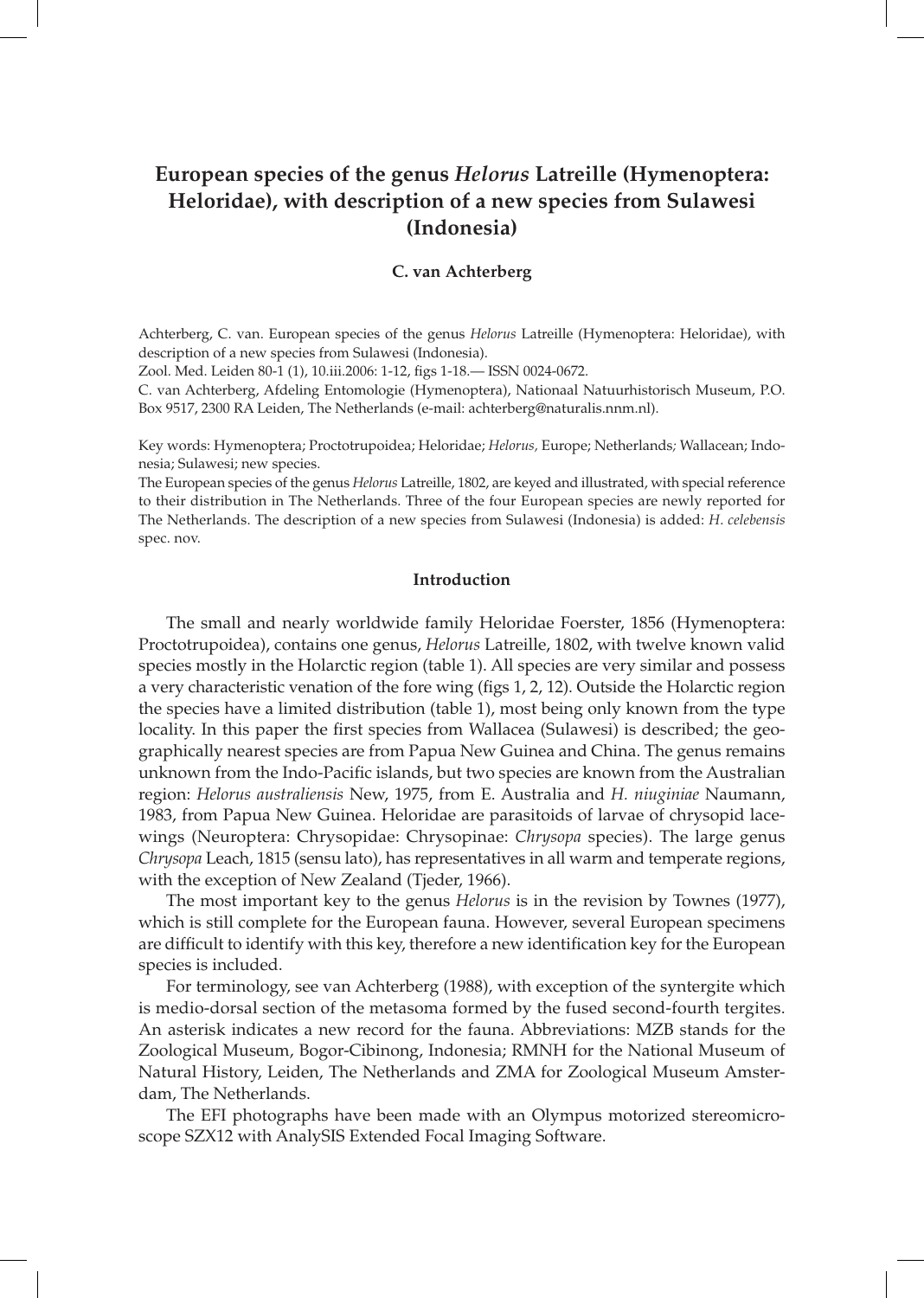# European species of the genus *Helorus* Latreille (Hymenoptera: Heloridae), with description of a new species from Sulawesi (Indonesia)

**C. van Achterberg**

Achterberg, C. van. European species of the genus *Helorus* Latreille (Hymenoptera: Heloridae), with description of a new species from Sulawesi (Indonesia).

Zool. Med. Leiden 80-1 (1), 10.iii.2006: 1-12, figs 1-18.— ISSN 0024-0672.

C. van Achterberg, Afdeling Entomologie (Hymenoptera), Nationaal Natuurhistorisch Museum, P.O. Box 9517, 2300 RA Leiden, The Netherlands (e-mail: achterberg@naturalis.nnm.nl).

Key words: Hymenoptera; Proctotrupoidea; Heloridae; *Helorus,* Europe; Netherlands*;* Wallacean; Indonesia; Sulawesi; new species.

The European species of the genus *Helorus* Latreille, 1802, are keyed and illustrated, with special reference to their distribution in The Netherlands. Three of the four European species are newly reported for The Netherlands. The description of a new species from Sulawesi (Indonesia) is added: *H. celebensis* spec. nov.

## Introduction

The small and nearly worldwide family Heloridae Foerster, 1856 (Hymenoptera: Proctotrupoidea), contains one genus, *Helorus* Latreille, 1802, with twelve known valid species mostly in the Holarctic region (table 1). All species are very similar and possess a very characteristic venation of the fore wing (figs 1, 2, 12). Outside the Holarctic region the species have a limited distribution (table 1), most being only known from the type locality. In this paper the first species from Wallacea (Sulawesi) is described; the geographically nearest species are from Papua New Guinea and China. The genus remains unknown from the Indo-Pacific islands, but two species are known from the Australian region: *Helorus australiensis* New, 1975, from E. Australia and *H. niuginiae* Naumann, 1983, from Papua New Guinea. Heloridae are parasitoids of larvae of chrysopid lacewings (Neuroptera: Chrysopidae: Chrysopinae: *Chrysopa* species). The large genus *Chrysopa* Leach, 1815 (sensu lato), has representatives in all warm and temperate regions, with the exception of New Zealand (Tjeder, 1966).

The most important key to the genus *Helorus* is in the revision by Townes (1977), which is still complete for the European fauna. However, several European specimens are difficult to identify with this key, therefore a new identification key for the European species is included.

For terminology, see van Achterberg (1988), with exception of the syntergite which is medio-dorsal section of the metasoma formed by the fused second-fourth tergites. An asterisk indicates a new record for the fauna. Abbreviations: MZB stands for the Zoological Museum, Bogor-Cibinong, Indonesia; RMNH for the National Museum of Natural History, Leiden, The Netherlands and ZMA for Zoological Museum Amsterdam, The Netherlands.

The EFI photographs have been made with an Olympus motorized stereomicroscope SZX12 with AnalySIS Extended Focal Imaging Software.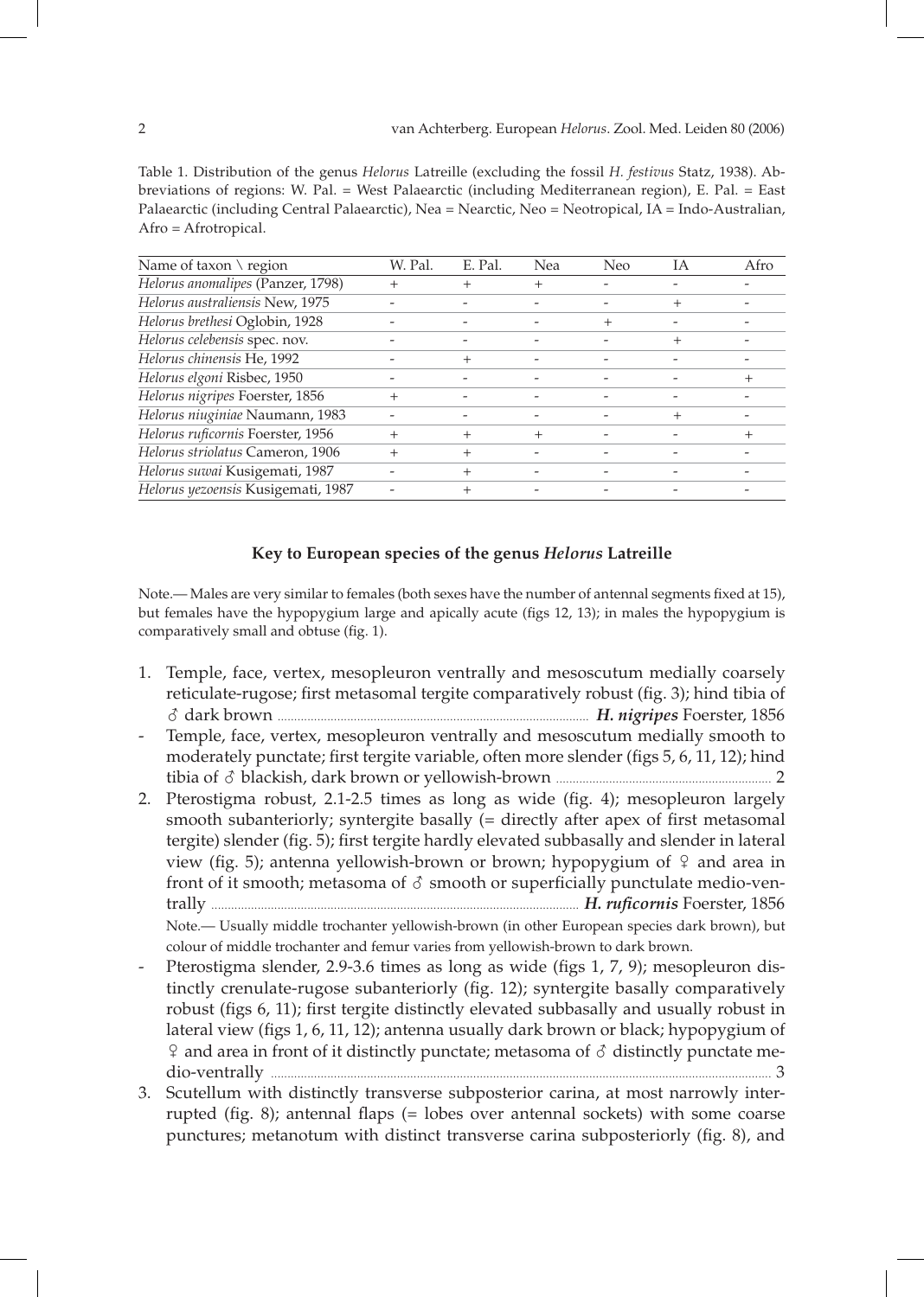Table 1. Distribution of the genus *Helorus* Latreille (excluding the fossil *H. festivus* Statz, 1938). Abbreviations of regions: W. Pal. = West Palaearctic (including Mediterranean region), E. Pal. = East Palaearctic (including Central Palaearctic), Nea = Nearctic, Neo = Neotropical, IA = Indo-Australian, Afro = Afrotropical.

| Name of taxon \ region | W. Pal. | E. Pal. | Nea | Neo | IA | Afro |
|---|---|---|---|---|---|---|
| *Helorus anomalipes* (Panzer, 1798) | + | + | + | - | - | - |
| *Helorus australiensis* New, 1975 | - | - | - | - | + | - |
| *Helorus brethesi* Oglobin, 1928 | - | - | - | + | - | - |
| *Helorus celebensis* spec. nov. | - | - | - | - | + | - |
| *Helorus chinensis* He, 1992 | - | + | - | - | - | - |
| *Helorus elgoni* Risbec, 1950 | - | - | - | - | - | + |
| *Helorus nigripes* Foerster, 1856 | + | - | - | - | - | - |
| *Helorus niuginiae* Naumann, 1983 | - | - | - | - | + | - |
| *Helorus ruficornis* Foerster, 1956 | + | + | + | - | - | + |
| *Helorus striolatus* Cameron, 1906 | + | + | - | - | - | - |
| *Helorus suwai* Kusigemati, 1987 | - | + | - | - | - | - |
| *Helorus yezoensis* Kusigemati, 1987 | - | + | - | - | - | - |

## Key to European species of the genus *Helorus* Latreille

Note.— Males are very similar to females (both sexes have the number of antennal segments fixed at 15), but females have the hypopygium large and apically acute (figs 12, 13); in males the hypopygium is comparatively small and obtuse (fig. 1).

1. Temple, face, vertex, mesopleuron ventrally and mesoscutum medially coarsely reticulate-rugose; first metasomal tergite comparatively robust (fig. 3); hind tibia of ♂ dark brown ... ***H. nigripes*** Foerster, 1856
- Temple, face, vertex, mesopleuron ventrally and mesoscutum medially smooth to moderately punctate; first tergite variable, often more slender (figs 5, 6, 11, 12); hind tibia of ♂ blackish, dark brown or yellowish-brown ... 2
2. Pterostigma robust, 2.1-2.5 times as long as wide (fig. 4); mesopleuron largely smooth subanteriorly; syntergite basally (= directly after apex of first metasomal tergite) slender (fig. 5); first tergite hardly elevated subbasally and slender in lateral view (fig. 5); antenna yellowish-brown or brown; hypopygium of ♀ and area in front of it smooth; metasoma of ♂ smooth or superficially punctulate medio-ventrally ... ***H. ruficornis*** Foerster, 1856

   Note.— Usually middle trochanter yellowish-brown (in other European species dark brown), but colour of middle trochanter and femur varies from yellowish-brown to dark brown.
- Pterostigma slender, 2.9-3.6 times as long as wide (figs 1, 7, 9); mesopleuron distinctly crenulate-rugose subanteriorly (fig. 12); syntergite basally comparatively robust (figs 6, 11); first tergite distinctly elevated subbasally and usually robust in lateral view (figs 1, 6, 11, 12); antenna usually dark brown or black; hypopygium of ♀ and area in front of it distinctly punctate; metasoma of ♂ distinctly punctate medio-ventrally ... 3
3. Scutellum with distinctly transverse subposterior carina, at most narrowly interrupted (fig. 8); antennal flaps (= lobes over antennal sockets) with some coarse punctures; metanotum with distinct transverse carina subposteriorly (fig. 8), and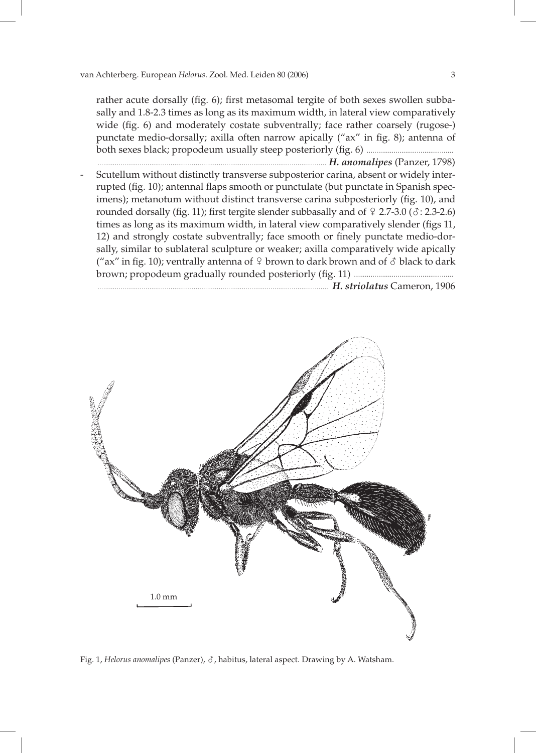rather acute dorsally (fig. 6); first metasomal tergite of both sexes swollen subbasally and 1.8-2.3 times as long as its maximum width, in lateral view comparatively wide (fig. 6) and moderately costate subventrally; face rather coarsely (rugose-) punctate medio-dorsally; axilla often narrow apically ("ax" in fig. 8); antenna of both sexes black; propodeum usually steep posteriorly (fig. 6) ........................................................ ***H. anomalipes*** (Panzer, 1798)

- Scutellum without distinctly transverse subposterior carina, absent or widely interrupted (fig. 10); antennal flaps smooth or punctulate (but punctate in Spanish specimens); metanotum without distinct transverse carina subposteriorly (fig. 10), and rounded dorsally (fig. 11); first tergite slender subbasally and of ♀ 2.7-3.0 (♂: 2.3-2.6) times as long as its maximum width, in lateral view comparatively slender (figs 11, 12) and strongly costate subventrally; face smooth or finely punctate medio-dorsally, similar to sublateral sculpture or weaker; axilla comparatively wide apically ("ax" in fig. 10); ventrally antenna of ♀ brown to dark brown and of ♂ black to dark brown; propodeum gradually rounded posteriorly (fig. 11) ........................................................ ***H. striolatus*** Cameron, 1906

Fig. 1, *Helorus anomalipes* (Panzer), ♂, habitus, lateral aspect. Drawing by A. Watsham.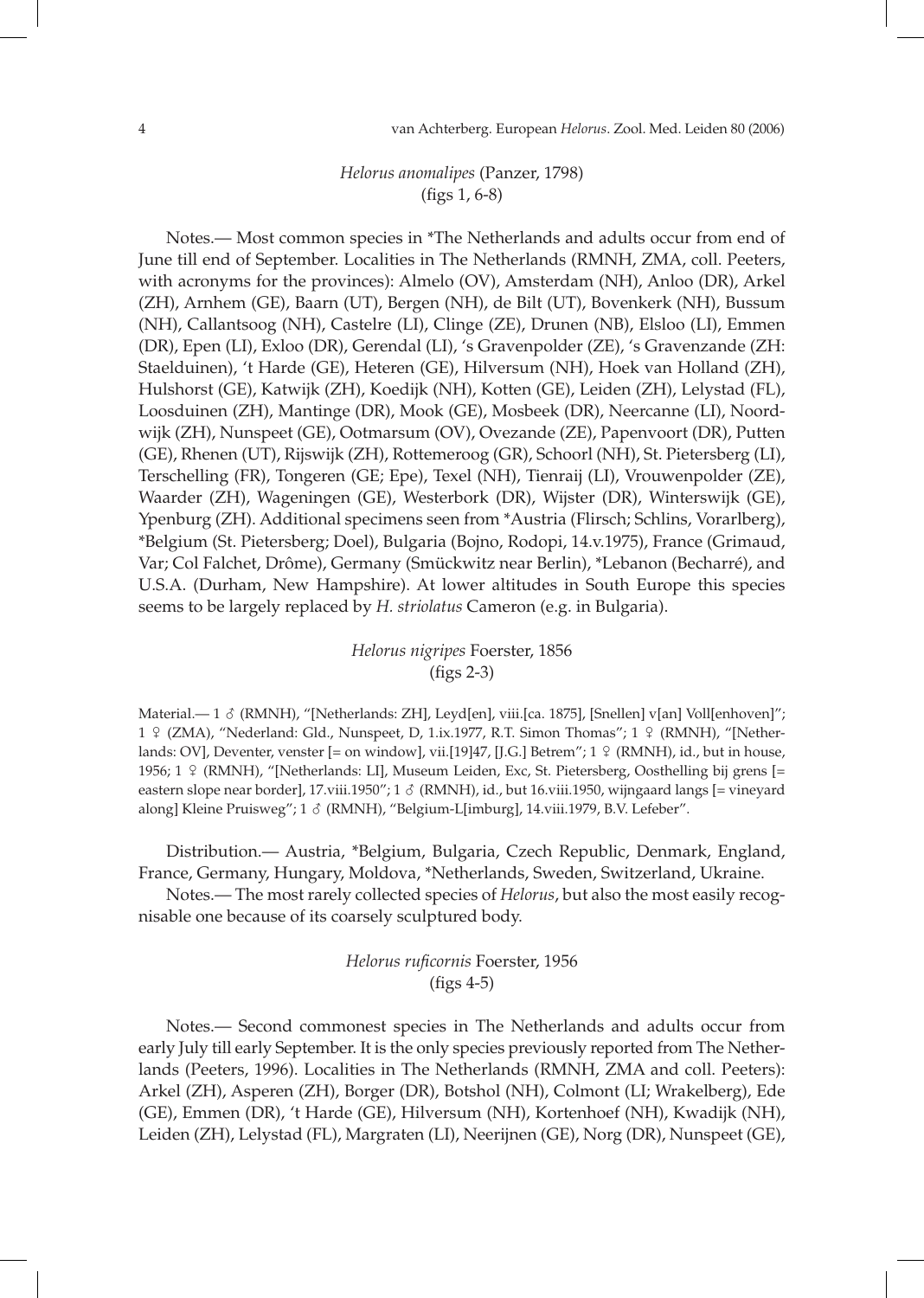### *Helorus anomalipes* (Panzer, 1798)
(figs 1, 6-8)

Notes.— Most common species in *The Netherlands and adults occur from end of June till end of September. Localities in The Netherlands (RMNH, ZMA, coll. Peeters, with acronyms for the provinces): Almelo (OV), Amsterdam (NH), Anloo (DR), Arkel (ZH), Arnhem (GE), Baarn (UT), Bergen (NH), de Bilt (UT), Bovenkerk (NH), Bussum (NH), Callantsoog (NH), Castelre (LI), Clinge (ZE), Drunen (NB), Elsloo (LI), Emmen (DR), Epen (LI), Exloo (DR), Gerendal (LI), 's Gravenpolder (ZE), 's Gravenzande (ZH: Staelduinen), 't Harde (GE), Heteren (GE), Hilversum (NH), Hoek van Holland (ZH), Hulshorst (GE), Katwijk (ZH), Koedijk (NH), Kotten (GE), Leiden (ZH), Lelystad (FL), Loosduinen (ZH), Mantinge (DR), Mook (GE), Mosbeek (DR), Neercanne (LI), Noordwijk (ZH), Nunspeet (GE), Ootmarsum (OV), Ovezande (ZE), Papenvoort (DR), Putten (GE), Rhenen (UT), Rijswijk (ZH), Rottemeroog (GR), Schoorl (NH), St. Pietersberg (LI), Terschelling (FR), Tongeren (GE; Epe), Texel (NH), Tienraij (LI), Vrouwenpolder (ZE), Waarder (ZH), Wageningen (GE), Westerbork (DR), Wijster (DR), Winterswijk (GE), Ypenburg (ZH). Additional specimens seen from *Austria (Flirsch; Schlins, Vorarlberg), *Belgium (St. Pietersberg; Doel), Bulgaria (Bojno, Rodopi, 14.v.1975), France (Grimaud, Var; Col Falchet, Drôme), Germany (Smückwitz near Berlin), *Lebanon (Becharré), and U.S.A. (Durham, New Hampshire). At lower altitudes in South Europe this species seems to be largely replaced by *H. striolatus* Cameron (e.g. in Bulgaria).

### *Helorus nigripes* Foerster, 1856
(figs 2-3)

Material.— 1 ♂ (RMNH), "[Netherlands: ZH], Leyd[en], viii.[ca. 1875], [Snellen] v[an] Voll[enhoven]"; 1 ♀ (ZMA), "Nederland: Gld., Nunspeet, D, 1.ix.1977, R.T. Simon Thomas"; 1 ♀ (RMNH), "[Netherlands: OV], Deventer, venster [= on window], vii.[19]47, [J.G.] Betrem"; 1 ♀ (RMNH), id., but in house, 1956; 1 ♀ (RMNH), "[Netherlands: LI], Museum Leiden, Exc, St. Pietersberg, Oosthelling bij grens [= eastern slope near border], 17.viii.1950"; 1 ♂ (RMNH), id., but 16.viii.1950, wijngaard langs [= vineyard along] Kleine Pruisweg"; 1 ♂ (RMNH), "Belgium-L[imburg], 14.viii.1979, B.V. Lefeber".

Distribution.— Austria, *Belgium, Bulgaria, Czech Republic, Denmark, England, France, Germany, Hungary, Moldova, *Netherlands, Sweden, Switzerland, Ukraine.

Notes.— The most rarely collected species of *Helorus*, but also the most easily recognisable one because of its coarsely sculptured body.

### *Helorus ruficornis* Foerster, 1956
(figs 4-5)

Notes.— Second commonest species in The Netherlands and adults occur from early July till early September. It is the only species previously reported from The Netherlands (Peeters, 1996). Localities in The Netherlands (RMNH, ZMA and coll. Peeters): Arkel (ZH), Asperen (ZH), Borger (DR), Botshol (NH), Colmont (LI; Wrakelberg), Ede (GE), Emmen (DR), 't Harde (GE), Hilversum (NH), Kortenhoef (NH), Kwadijk (NH), Leiden (ZH), Lelystad (FL), Margraten (LI), Neerijnen (GE), Norg (DR), Nunspeet (GE),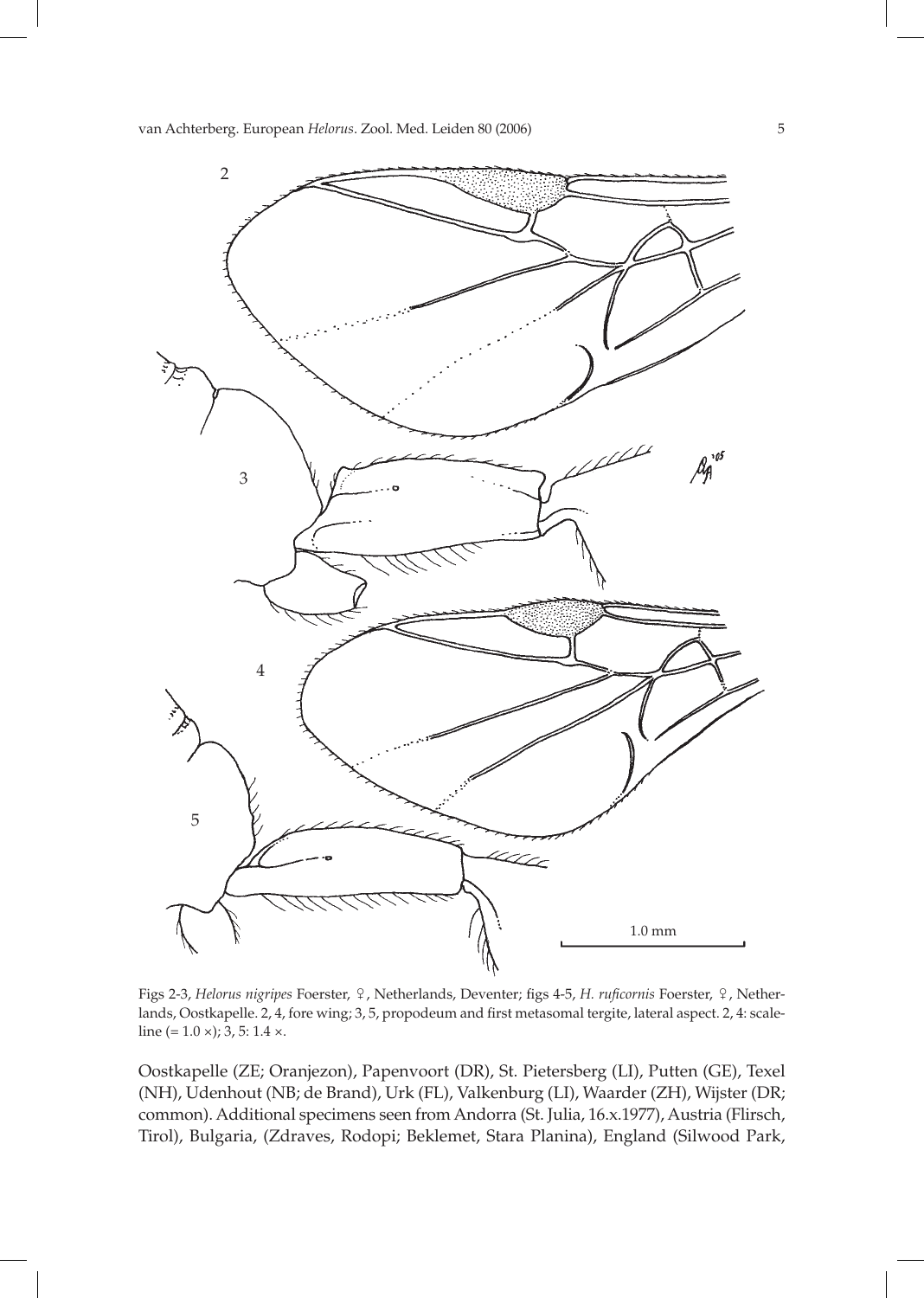Figs 2-3, *Helorus nigripes* Foerster, ♀, Netherlands, Deventer; figs 4-5, *H. ruficornis* Foerster, ♀, Netherlands, Oostkapelle. 2, 4, fore wing; 3, 5, propodeum and first metasomal tergite, lateral aspect. 2, 4: scale-line (= 1.0 ×); 3, 5: 1.4 ×.

Oostkapelle (ZE; Oranjezon), Papenvoort (DR), St. Pietersberg (LI), Putten (GE), Texel (NH), Udenhout (NB; de Brand), Urk (FL), Valkenburg (LI), Waarder (ZH), Wijster (DR; common). Additional specimens seen from Andorra (St. Julia, 16.x.1977), Austria (Flirsch, Tirol), Bulgaria, (Zdraves, Rodopi; Beklemet, Stara Planina), England (Silwood Park,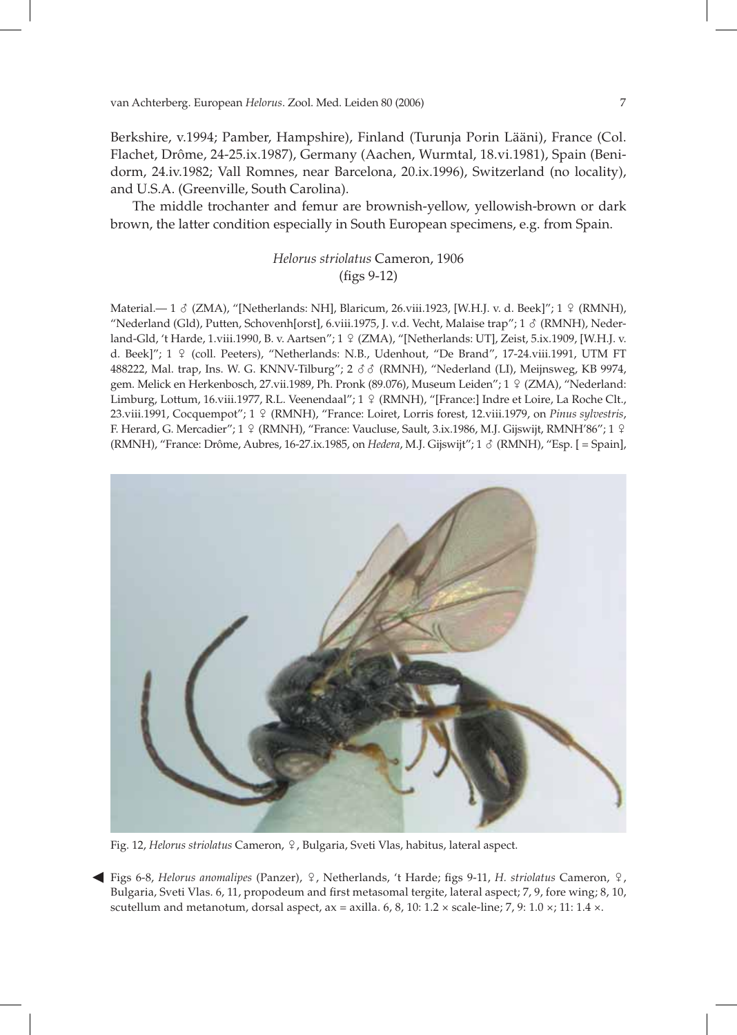Berkshire, v.1994; Pamber, Hampshire), Finland (Turunja Porin Lääni), France (Col. Flachet, Drôme, 24-25.ix.1987), Germany (Aachen, Wurmtal, 18.vi.1981), Spain (Benidorm, 24.iv.1982; Vall Romnes, near Barcelona, 20.ix.1996), Switzerland (no locality), and U.S.A. (Greenville, South Carolina).

The middle trochanter and femur are brownish-yellow, yellowish-brown or dark brown, the latter condition especially in South European specimens, e.g. from Spain.

### *Helorus striolatus* Cameron, 1906
(figs 9-12)

Material.— 1 ♂ (ZMA), "[Netherlands: NH], Blaricum, 26.viii.1923, [W.H.J. v. d. Beek]"; 1 ♀ (RMNH), "Nederland (Gld), Putten, Schovenh[orst], 6.viii.1975, J. v.d. Vecht, Malaise trap"; 1 ♂ (RMNH), Nederland-Gld, 't Harde, 1.viii.1990, B. v. Aartsen"; 1 ♀ (ZMA), "[Netherlands: UT], Zeist, 5.ix.1909, [W.H.J. v. d. Beek]"; 1 ♀ (coll. Peeters), "Netherlands: N.B., Udenhout, "De Brand", 17-24.viii.1991, UTM FT 488222, Mal. trap, Ins. W. G. KNNV-Tilburg"; 2 ♂♂ (RMNH), "Nederland (LI), Meijnsweg, KB 9974, gem. Melick en Herkenbosch, 27.vii.1989, Ph. Pronk (89.076), Museum Leiden"; 1 ♀ (ZMA), "Nederland: Limburg, Lottum, 16.viii.1977, R.L. Veenendaal"; 1 ♀ (RMNH), "[France:] Indre et Loire, La Roche Clt., 23.viii.1991, Cocquempot"; 1 ♀ (RMNH), "France: Loiret, Lorris forest, 12.viii.1979, on *Pinus sylvestris*, F. Herard, G. Mercadier"; 1 ♀ (RMNH), "France: Vaucluse, Sault, 3.ix.1986, M.J. Gijswijt, RMNH'86"; 1 ♀ (RMNH), "France: Drôme, Aubres, 16-27.ix.1985, on *Hedera*, M.J. Gijswijt"; 1 ♂ (RMNH), "Esp. [ = Spain],

Fig. 12, *Helorus striolatus* Cameron, ♀, Bulgaria, Sveti Vlas, habitus, lateral aspect.

◀ Figs 6-8, *Helorus anomalipes* (Panzer), ♀, Netherlands, 't Harde; figs 9-11, *H. striolatus* Cameron, ♀, Bulgaria, Sveti Vlas. 6, 11, propodeum and first metasomal tergite, lateral aspect; 7, 9, fore wing; 8, 10, scutellum and metanotum, dorsal aspect, ax = axilla. 6, 8, 10: 1.2 × scale-line; 7, 9: 1.0 ×; 11: 1.4 ×.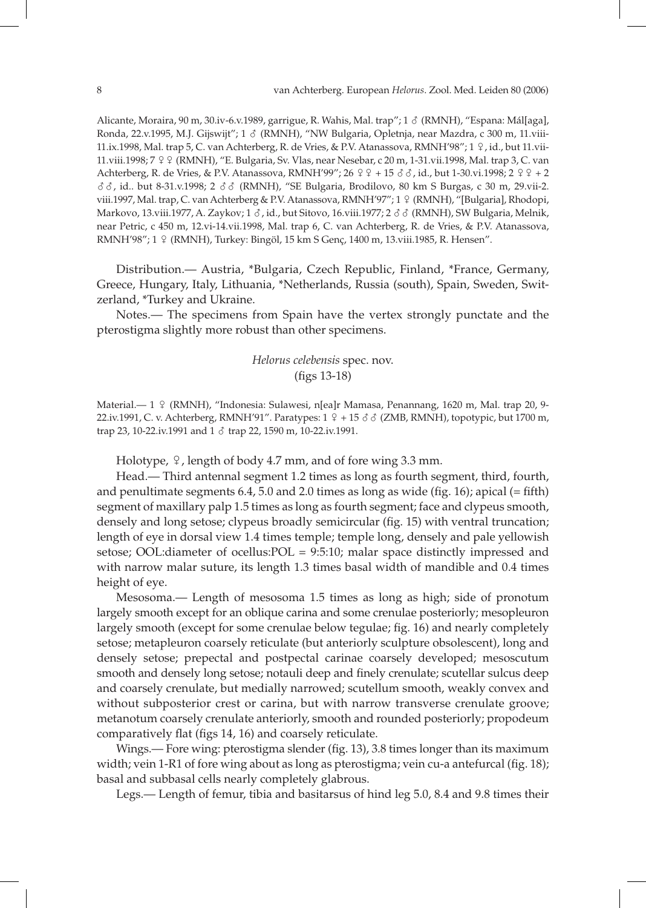Alicante, Moraira, 90 m, 30.iv-6.v.1989, garrigue, R. Wahis, Mal. trap"; 1 ♂ (RMNH), "Espana: Mál[aga], Ronda, 22.v.1995, M.J. Gijswijt"; 1 ♂ (RMNH), "NW Bulgaria, Opletnja, near Mazdra, c 300 m, 11.viii-11.ix.1998, Mal. trap 5, C. van Achterberg, R. de Vries, & P.V. Atanassova, RMNH'98"; 1 ♀, id., but 11.vii-11.viii.1998; 7 ♀♀ (RMNH), "E. Bulgaria, Sv. Vlas, near Nesebar, c 20 m, 1-31.vii.1998, Mal. trap 3, C. van Achterberg, R. de Vries, & P.V. Atanassova, RMNH'99"; 26 ♀♀ + 15 ♂♂, id., but 1-30.vi.1998; 2 ♀♀ + 2 ♂♂, id.. but 8-31.v.1998; 2 ♂♂ (RMNH), "SE Bulgaria, Brodilovo, 80 km S Burgas, c 30 m, 29.vii-2.viii.1997, Mal. trap, C. van Achterberg & P.V. Atanassova, RMNH'97"; 1 ♀ (RMNH), "[Bulgaria], Rhodopi, Markovo, 13.viii.1977, A. Zaykov; 1 ♂, id., but Sitovo, 16.viii.1977; 2 ♂♂ (RMNH), SW Bulgaria, Melnik, near Petric, c 450 m, 12.vi-14.vii.1998, Mal. trap 6, C. van Achterberg, R. de Vries, & P.V. Atanassova, RMNH'98"; 1 ♀ (RMNH), Turkey: Bingöl, 15 km S Genç, 1400 m, 13.viii.1985, R. Hensen".

Distribution.— Austria, *Bulgaria, Czech Republic, Finland, *France, Germany, Greece, Hungary, Italy, Lithuania, *Netherlands, Russia (south), Spain, Sweden, Switzerland, *Turkey and Ukraine.

Notes.— The specimens from Spain have the vertex strongly punctate and the pterostigma slightly more robust than other specimens.

### *Helorus celebensis* spec. nov. (figs 13-18)

Material.— 1 ♀ (RMNH), "Indonesia: Sulawesi, n[ea]r Mamasa, Penannang, 1620 m, Mal. trap 20, 9-22.iv.1991, C. v. Achterberg, RMNH'91". Paratypes: 1 ♀ + 15 ♂♂ (ZMB, RMNH), topotypic, but 1700 m, trap 23, 10-22.iv.1991 and 1 ♂ trap 22, 1590 m, 10-22.iv.1991.

Holotype, ♀, length of body 4.7 mm, and of fore wing 3.3 mm.

Head.— Third antennal segment 1.2 times as long as fourth segment, third, fourth, and penultimate segments 6.4, 5.0 and 2.0 times as long as wide (fig. 16); apical (= fifth) segment of maxillary palp 1.5 times as long as fourth segment; face and clypeus smooth, densely and long setose; clypeus broadly semicircular (fig. 15) with ventral truncation; length of eye in dorsal view 1.4 times temple; temple long, densely and pale yellowish setose; OOL:diameter of ocellus:POL = 9:5:10; malar space distinctly impressed and with narrow malar suture, its length 1.3 times basal width of mandible and 0.4 times height of eye.

Mesosoma.— Length of mesosoma 1.5 times as long as high; side of pronotum largely smooth except for an oblique carina and some crenulae posteriorly; mesopleuron largely smooth (except for some crenulae below tegulae; fig. 16) and nearly completely setose; metapleuron coarsely reticulate (but anteriorly sculpture obsolescent), long and densely setose; prepectal and postpectal carinae coarsely developed; mesoscutum smooth and densely long setose; notauli deep and finely crenulate; scutellar sulcus deep and coarsely crenulate, but medially narrowed; scutellum smooth, weakly convex and without subposterior crest or carina, but with narrow transverse crenulate groove; metanotum coarsely crenulate anteriorly, smooth and rounded posteriorly; propodeum comparatively flat (figs 14, 16) and coarsely reticulate.

Wings.— Fore wing: pterostigma slender (fig. 13), 3.8 times longer than its maximum width; vein 1-R1 of fore wing about as long as pterostigma; vein cu-a antefurcal (fig. 18); basal and subbasal cells nearly completely glabrous.

Legs.— Length of femur, tibia and basitarsus of hind leg 5.0, 8.4 and 9.8 times their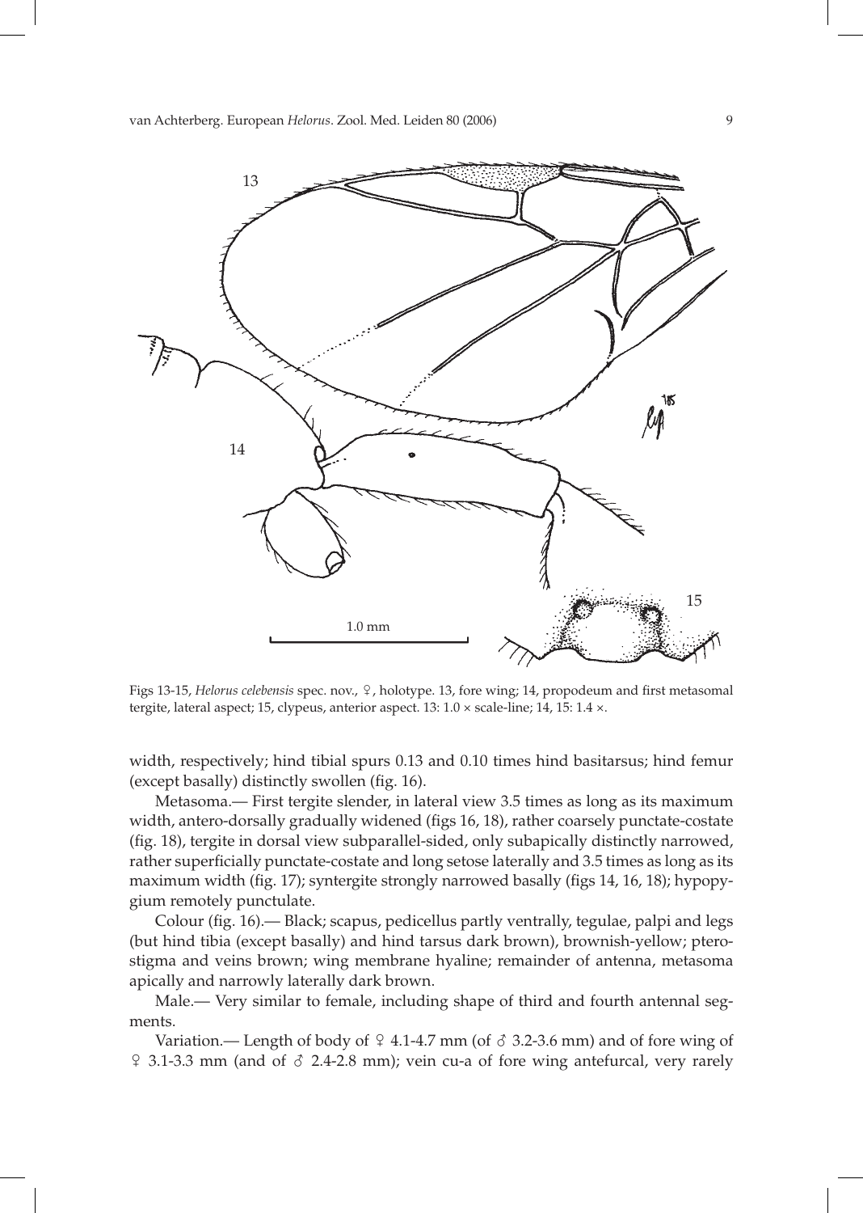Figs 13-15, *Helorus celebensis* spec. nov., ♀, holotype. 13, fore wing; 14, propodeum and first metasomal tergite, lateral aspect; 15, clypeus, anterior aspect. 13: 1.0 × scale-line; 14, 15: 1.4 ×.

width, respectively; hind tibial spurs 0.13 and 0.10 times hind basitarsus; hind femur (except basally) distinctly swollen (fig. 16).

Metasoma.— First tergite slender, in lateral view 3.5 times as long as its maximum width, antero-dorsally gradually widened (figs 16, 18), rather coarsely punctate-costate (fig. 18), tergite in dorsal view subparallel-sided, only subapically distinctly narrowed, rather superficially punctate-costate and long setose laterally and 3.5 times as long as its maximum width (fig. 17); syntergite strongly narrowed basally (figs 14, 16, 18); hypopygium remotely punctulate.

Colour (fig. 16).— Black; scapus, pedicellus partly ventrally, tegulae, palpi and legs (but hind tibia (except basally) and hind tarsus dark brown), brownish-yellow; pterostigma and veins brown; wing membrane hyaline; remainder of antenna, metasoma apically and narrowly laterally dark brown.

Male.— Very similar to female, including shape of third and fourth antennal segments.

Variation.— Length of body of ♀ 4.1-4.7 mm (of ♂ 3.2-3.6 mm) and of fore wing of ♀ 3.1-3.3 mm (and of ♂ 2.4-2.8 mm); vein cu-a of fore wing antefurcal, very rarely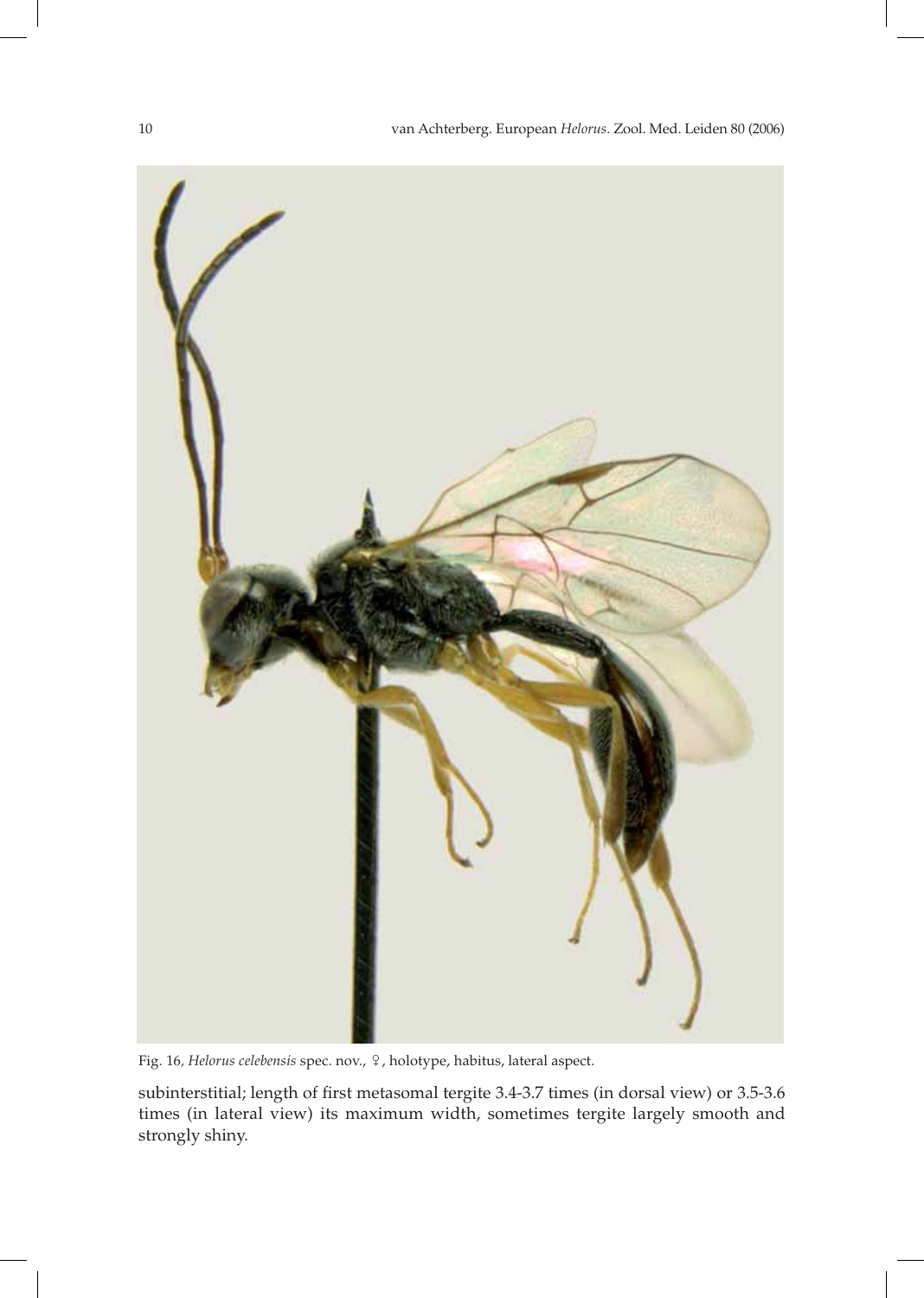Fig. 16, *Helorus celebensis* spec. nov., ♀, holotype, habitus, lateral aspect.

subinterstitial; length of first metasomal tergite 3.4-3.7 times (in dorsal view) or 3.5-3.6 times (in lateral view) its maximum width, sometimes tergite largely smooth and strongly shiny.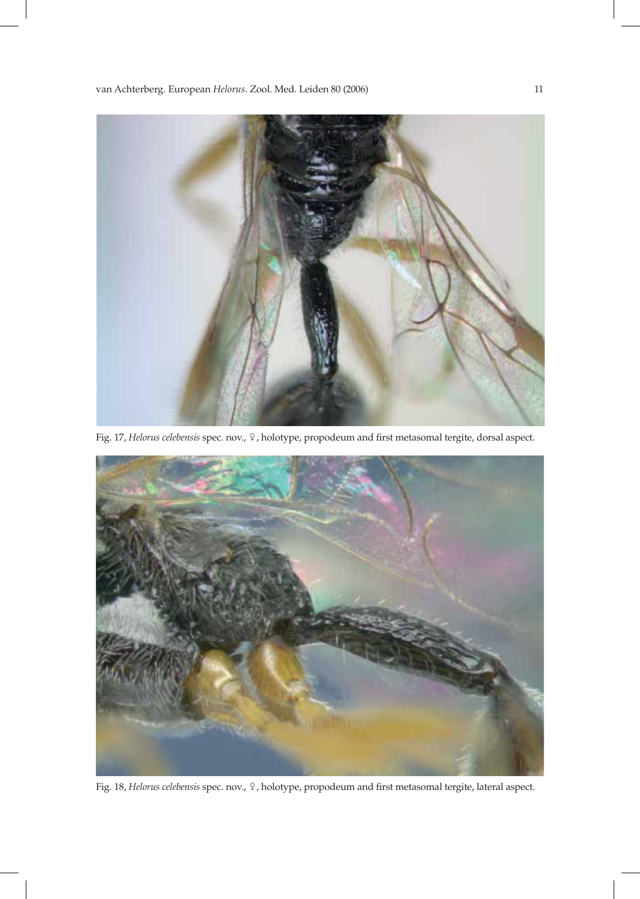Fig. 17, *Helorus celebensis* spec. nov., ♀, holotype, propodeum and first metasomal tergite, dorsal aspect.

Fig. 18, *Helorus celebensis* spec. nov., ♀, holotype, propodeum and first metasomal tergite, lateral aspect.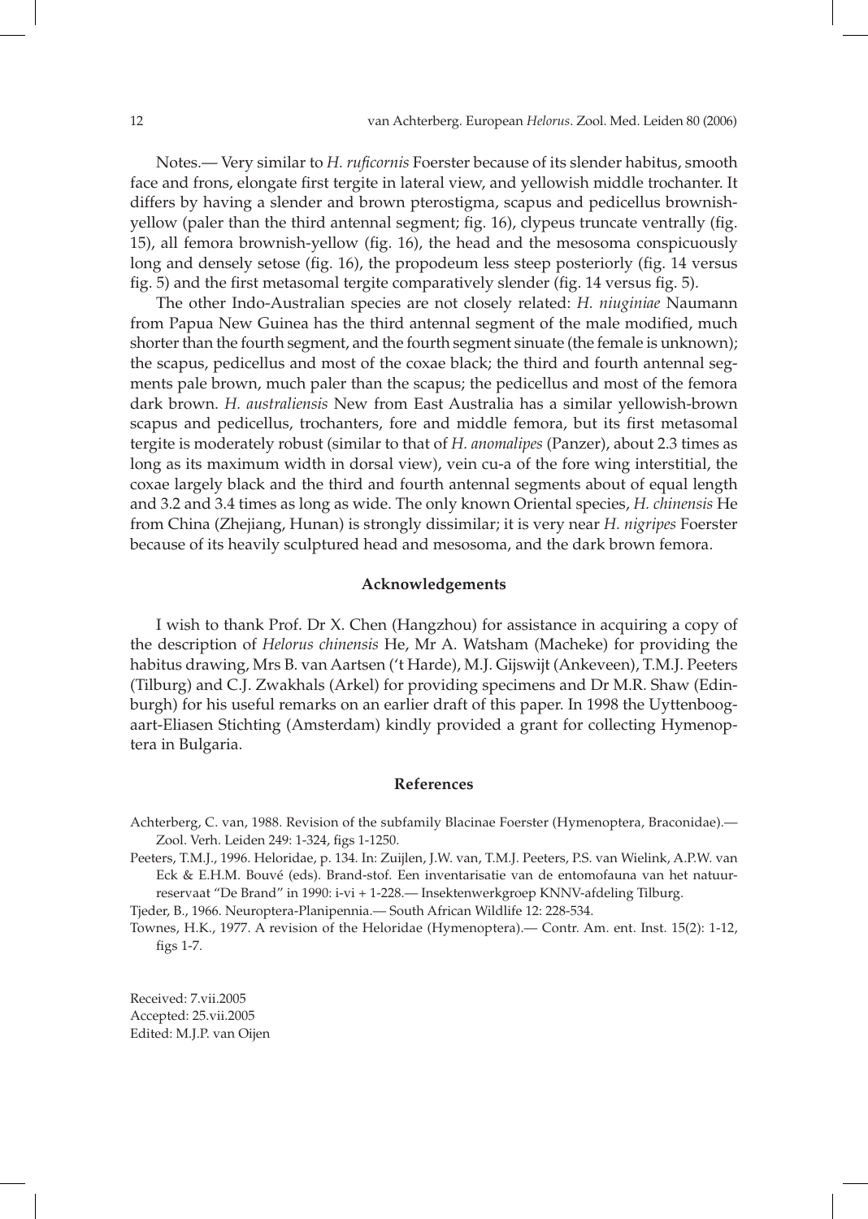Notes.— Very similar to *H. ruficornis* Foerster because of its slender habitus, smooth face and frons, elongate first tergite in lateral view, and yellowish middle trochanter. It differs by having a slender and brown pterostigma, scapus and pedicellus brownish-yellow (paler than the third antennal segment; fig. 16), clypeus truncate ventrally (fig. 15), all femora brownish-yellow (fig. 16), the head and the mesosoma conspicuously long and densely setose (fig. 16), the propodeum less steep posteriorly (fig. 14 versus fig. 5) and the first metasomal tergite comparatively slender (fig. 14 versus fig. 5).

The other Indo-Australian species are not closely related: *H. niuginiae* Naumann from Papua New Guinea has the third antennal segment of the male modified, much shorter than the fourth segment, and the fourth segment sinuate (the female is unknown); the scapus, pedicellus and most of the coxae black; the third and fourth antennal segments pale brown, much paler than the scapus; the pedicellus and most of the femora dark brown. *H. australiensis* New from East Australia has a similar yellowish-brown scapus and pedicellus, trochanters, fore and middle femora, but its first metasomal tergite is moderately robust (similar to that of *H. anomalipes* (Panzer), about 2.3 times as long as its maximum width in dorsal view), vein cu-a of the fore wing interstitial, the coxae largely black and the third and fourth antennal segments about of equal length and 3.2 and 3.4 times as long as wide. The only known Oriental species, *H. chinensis* He from China (Zhejiang, Hunan) is strongly dissimilar; it is very near *H. nigripes* Foerster because of its heavily sculptured head and mesosoma, and the dark brown femora.

## Acknowledgements

I wish to thank Prof. Dr X. Chen (Hangzhou) for assistance in acquiring a copy of the description of *Helorus chinensis* He, Mr A. Watsham (Macheke) for providing the habitus drawing, Mrs B. van Aartsen ('t Harde), M.J. Gijswijt (Ankeveen), T.M.J. Peeters (Tilburg) and C.J. Zwakhals (Arkel) for providing specimens and Dr M.R. Shaw (Edinburgh) for his useful remarks on an earlier draft of this paper. In 1998 the Uyttenboogaart-Eliasen Stichting (Amsterdam) kindly provided a grant for collecting Hymenoptera in Bulgaria.

## References

Achterberg, C. van, 1988. Revision of the subfamily Blacinae Foerster (Hymenoptera, Braconidae).— Zool. Verh. Leiden 249: 1-324, figs 1-1250.

Peeters, T.M.J., 1996. Heloridae, p. 134. In: Zuijlen, J.W. van, T.M.J. Peeters, P.S. van Wielink, A.P.W. van Eck & E.H.M. Bouvé (eds). Brand-stof. Een inventarisatie van de entomofauna van het natuurreservaat "De Brand" in 1990: i-vi + 1-228.— Insektenwerkgroep KNNV-afdeling Tilburg.

Tjeder, B., 1966. Neuroptera-Planipennia.— South African Wildlife 12: 228-534.

Townes, H.K., 1977. A revision of the Heloridae (Hymenoptera).— Contr. Am. ent. Inst. 15(2): 1-12, figs 1-7.

Received: 7.vii.2005
Accepted: 25.vii.2005
Edited: M.J.P. van Oijen